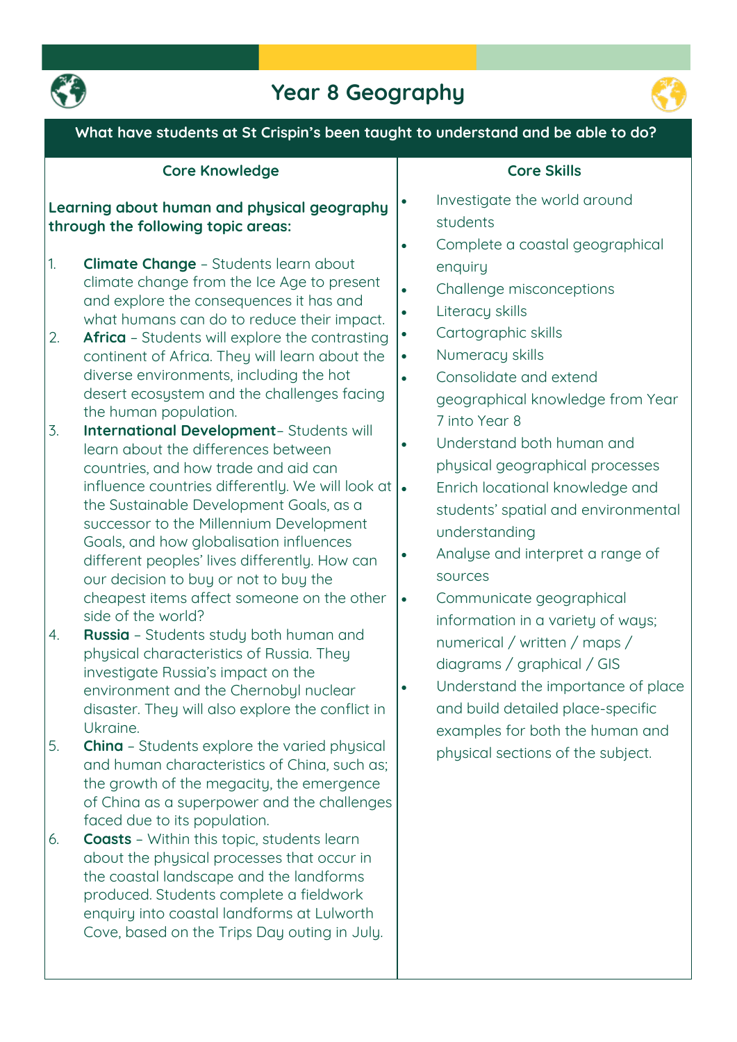# Year 8 Geography

**What have students at St Crispin's been taught to understand and be able to do?**

## Core Knowledge

**Learning about human and physical geography through the following topic areas:**

1. **Climate Change** – Students learn about climate change from the Ice Age to present and explore the consequences it has and what humans can do to reduce their impact.
2. **Africa** – Students will explore the contrasting continent of Africa. They will learn about the diverse environments, including the hot desert ecosystem and the challenges facing the human population.
3. **International Development**– Students will learn about the differences between countries, and how trade and aid can influence countries differently. We will look at the Sustainable Development Goals, as a successor to the Millennium Development Goals, and how globalisation influences different peoples' lives differently. How can our decision to buy or not to buy the cheapest items affect someone on the other side of the world?
4. **Russia** – Students study both human and physical characteristics of Russia. They investigate Russia's impact on the environment and the Chernobyl nuclear disaster. They will also explore the conflict in Ukraine.
5. **China** – Students explore the varied physical and human characteristics of China, such as; the growth of the megacity, the emergence of China as a superpower and the challenges faced due to its population.
6. **Coasts** – Within this topic, students learn about the physical processes that occur in the coastal landscape and the landforms produced. Students complete a fieldwork enquiry into coastal landforms at Lulworth Cove, based on the Trips Day outing in July.

## Core Skills

- Investigate the world around students
- Complete a coastal geographical enquiry
- Challenge misconceptions
- Literacy skills
- Cartographic skills
- Numeracy skills
- Consolidate and extend geographical knowledge from Year 7 into Year 8
- Understand both human and physical geographical processes
- Enrich locational knowledge and students' spatial and environmental understanding
- Analyse and interpret a range of sources
- Communicate geographical information in a variety of ways; numerical / written / maps / diagrams / graphical / GIS
- Understand the importance of place and build detailed place-specific examples for both the human and physical sections of the subject.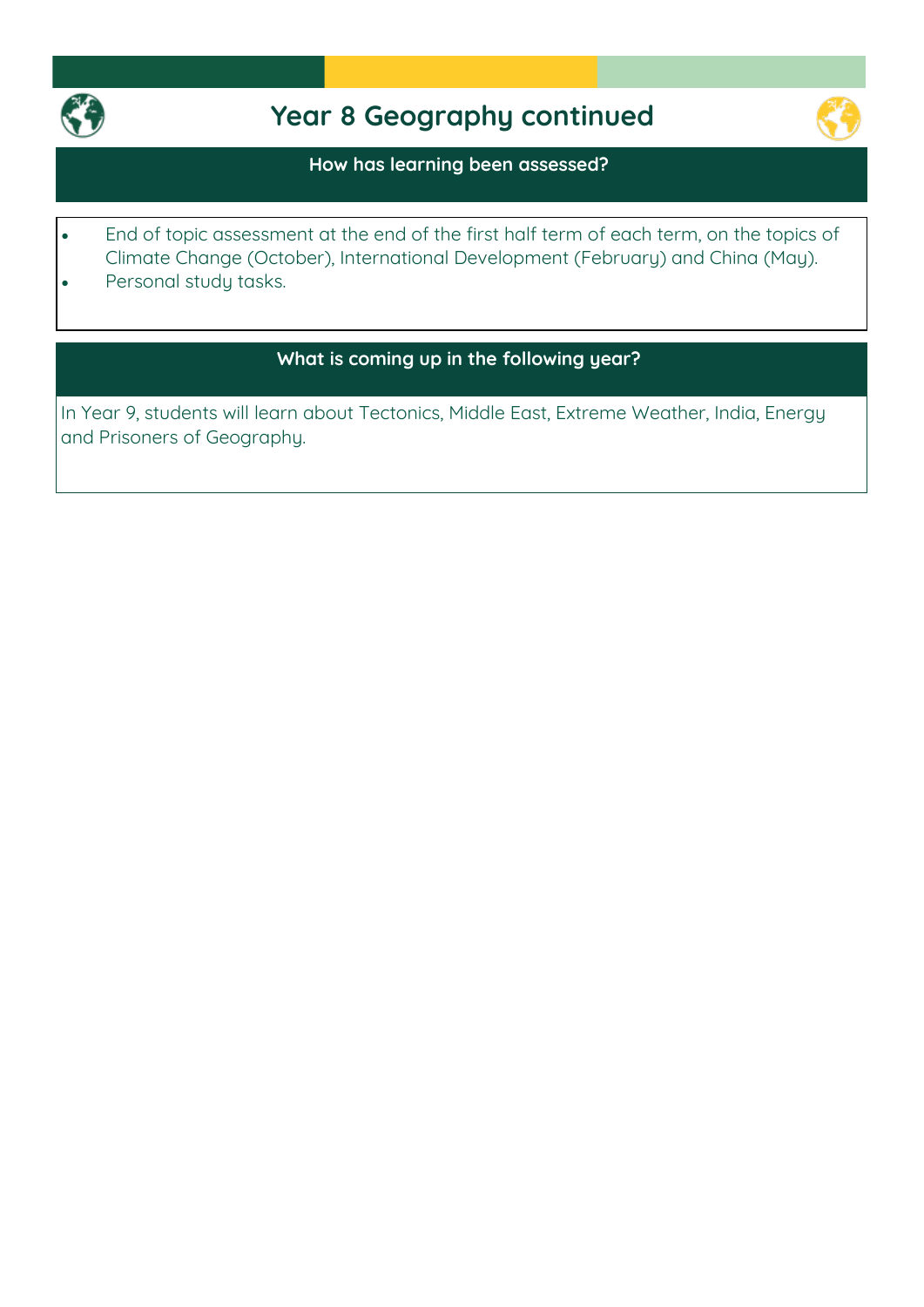# Year 8 Geography continued

## How has learning been assessed?

- End of topic assessment at the end of the first half term of each term, on the topics of Climate Change (October), International Development (February) and China (May).
- Personal study tasks.

## What is coming up in the following year?

In Year 9, students will learn about Tectonics, Middle East, Extreme Weather, India, Energy and Prisoners of Geography.